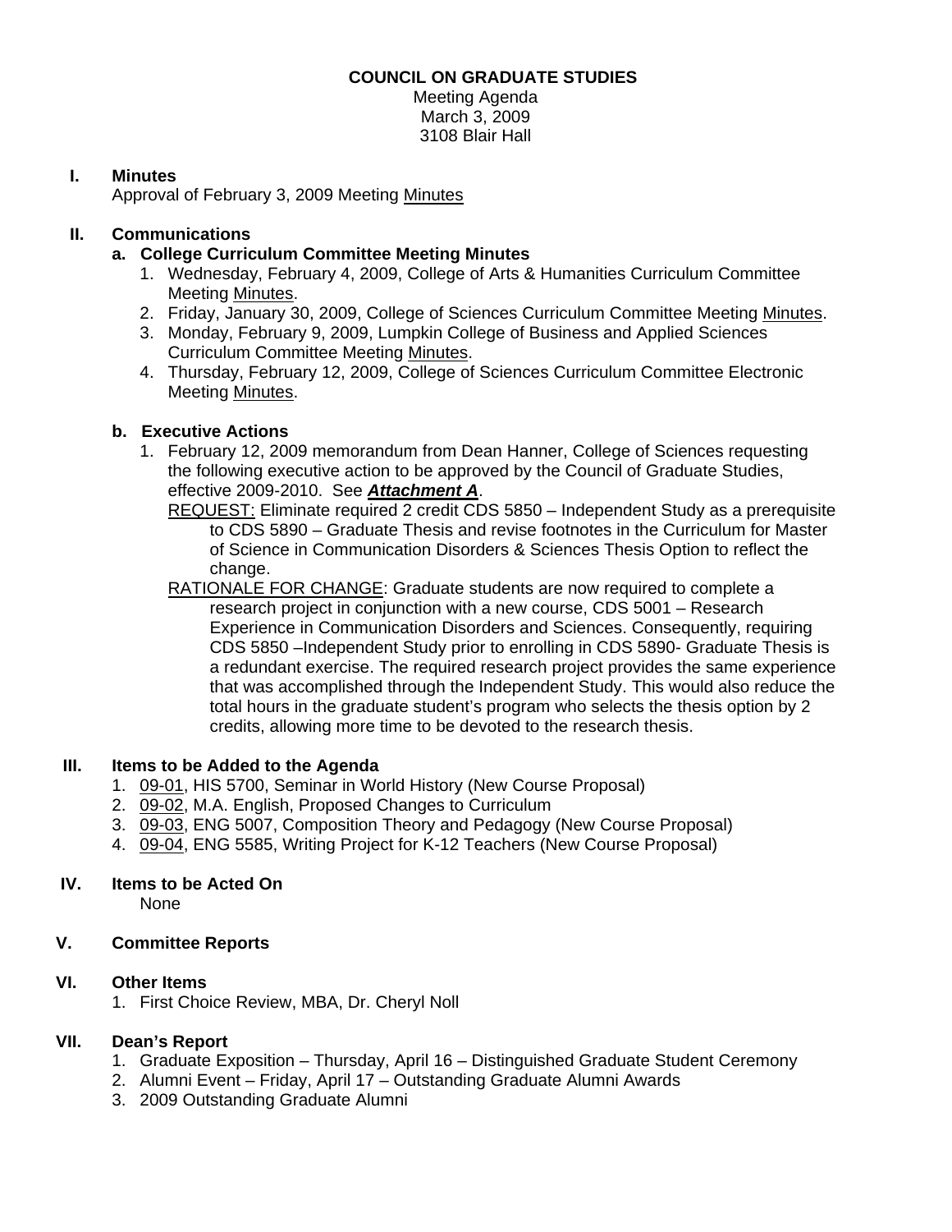# COUNCIL ON GRADUATE STUDIES

Meeting Agenda
March 3, 2009
3108 Blair Hall

## I. Minutes

Approval of February 3, 2009 Meeting Minutes

## II. Communications

### a. College Curriculum Committee Meeting Minutes

1. Wednesday, February 4, 2009, College of Arts & Humanities Curriculum Committee Meeting Minutes.
2. Friday, January 30, 2009, College of Sciences Curriculum Committee Meeting Minutes.
3. Monday, February 9, 2009, Lumpkin College of Business and Applied Sciences Curriculum Committee Meeting Minutes.
4. Thursday, February 12, 2009, College of Sciences Curriculum Committee Electronic Meeting Minutes.

### b. Executive Actions

1. February 12, 2009 memorandum from Dean Hanner, College of Sciences requesting the following executive action to be approved by the Council of Graduate Studies, effective 2009-2010. See ***Attachment A***.

   REQUEST: Eliminate required 2 credit CDS 5850 – Independent Study as a prerequisite to CDS 5890 – Graduate Thesis and revise footnotes in the Curriculum for Master of Science in Communication Disorders & Sciences Thesis Option to reflect the change.

   RATIONALE FOR CHANGE: Graduate students are now required to complete a research project in conjunction with a new course, CDS 5001 – Research Experience in Communication Disorders and Sciences. Consequently, requiring CDS 5850 –Independent Study prior to enrolling in CDS 5890- Graduate Thesis is a redundant exercise. The required research project provides the same experience that was accomplished through the Independent Study. This would also reduce the total hours in the graduate student's program who selects the thesis option by 2 credits, allowing more time to be devoted to the research thesis.

## III. Items to be Added to the Agenda

1. 09-01, HIS 5700, Seminar in World History (New Course Proposal)
2. 09-02, M.A. English, Proposed Changes to Curriculum
3. 09-03, ENG 5007, Composition Theory and Pedagogy (New Course Proposal)
4. 09-04, ENG 5585, Writing Project for K-12 Teachers (New Course Proposal)

## IV. Items to be Acted On

None

## V. Committee Reports

## VI. Other Items

1. First Choice Review, MBA, Dr. Cheryl Noll

## VII. Dean's Report

1. Graduate Exposition – Thursday, April 16 – Distinguished Graduate Student Ceremony
2. Alumni Event – Friday, April 17 – Outstanding Graduate Alumni Awards
3. 2009 Outstanding Graduate Alumni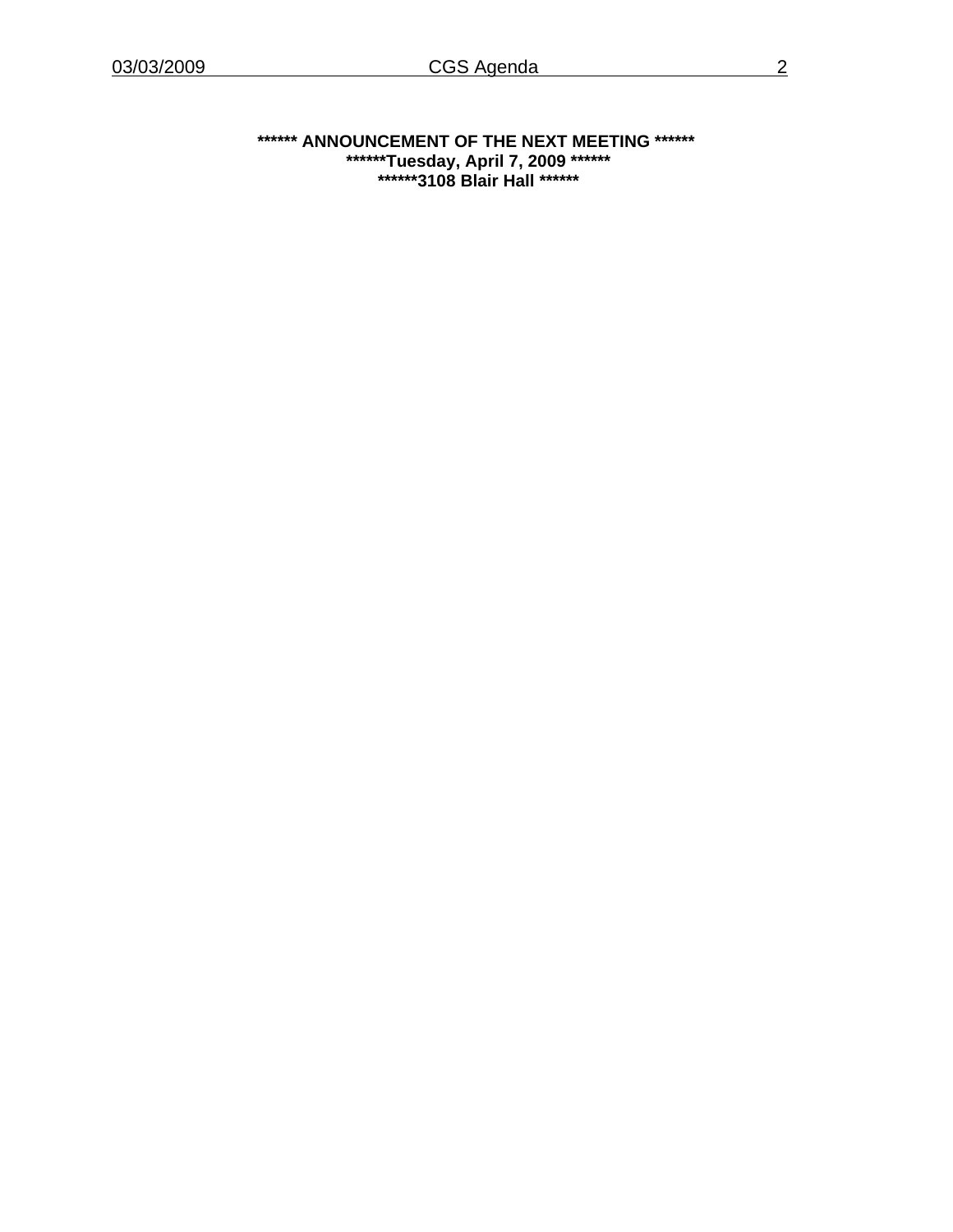**\*\*\*\*\*\* ANNOUNCEMENT OF THE NEXT MEETING \*\*\*\*\*\***
**\*\*\*\*\*\*Tuesday, April 7, 2009 \*\*\*\*\*\***
**\*\*\*\*\*\*3108 Blair Hall \*\*\*\*\*\***